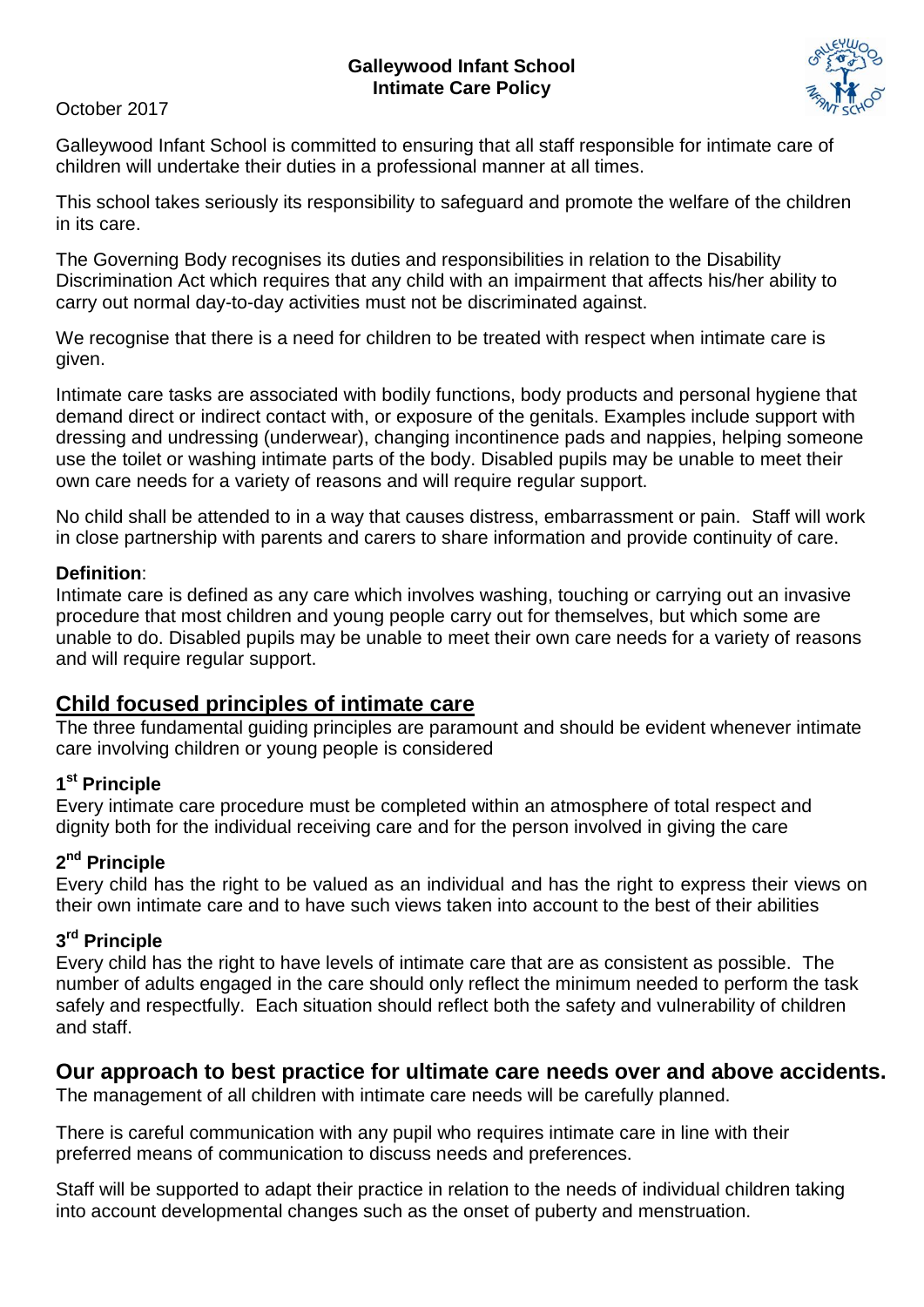**Galleywood Infant School**
**Intimate Care Policy**

October 2017

Galleywood Infant School is committed to ensuring that all staff responsible for intimate care of children will undertake their duties in a professional manner at all times.

This school takes seriously its responsibility to safeguard and promote the welfare of the children in its care.

The Governing Body recognises its duties and responsibilities in relation to the Disability Discrimination Act which requires that any child with an impairment that affects his/her ability to carry out normal day-to-day activities must not be discriminated against.

We recognise that there is a need for children to be treated with respect when intimate care is given.

Intimate care tasks are associated with bodily functions, body products and personal hygiene that demand direct or indirect contact with, or exposure of the genitals. Examples include support with dressing and undressing (underwear), changing incontinence pads and nappies, helping someone use the toilet or washing intimate parts of the body. Disabled pupils may be unable to meet their own care needs for a variety of reasons and will require regular support.

No child shall be attended to in a way that causes distress, embarrassment or pain. Staff will work in close partnership with parents and carers to share information and provide continuity of care.

**Definition**:
Intimate care is defined as any care which involves washing, touching or carrying out an invasive procedure that most children and young people carry out for themselves, but which some are unable to do. Disabled pupils may be unable to meet their own care needs for a variety of reasons and will require regular support.

## Child focused principles of intimate care

The three fundamental guiding principles are paramount and should be evident whenever intimate care involving children or young people is considered

### 1st Principle

Every intimate care procedure must be completed within an atmosphere of total respect and dignity both for the individual receiving care and for the person involved in giving the care

### 2nd Principle

Every child has the right to be valued as an individual and has the right to express their views on their own intimate care and to have such views taken into account to the best of their abilities

### 3rd Principle

Every child has the right to have levels of intimate care that are as consistent as possible. The number of adults engaged in the care should only reflect the minimum needed to perform the task safely and respectfully. Each situation should reflect both the safety and vulnerability of children and staff.

## Our approach to best practice for ultimate care needs over and above accidents.

The management of all children with intimate care needs will be carefully planned.

There is careful communication with any pupil who requires intimate care in line with their preferred means of communication to discuss needs and preferences.

Staff will be supported to adapt their practice in relation to the needs of individual children taking into account developmental changes such as the onset of puberty and menstruation.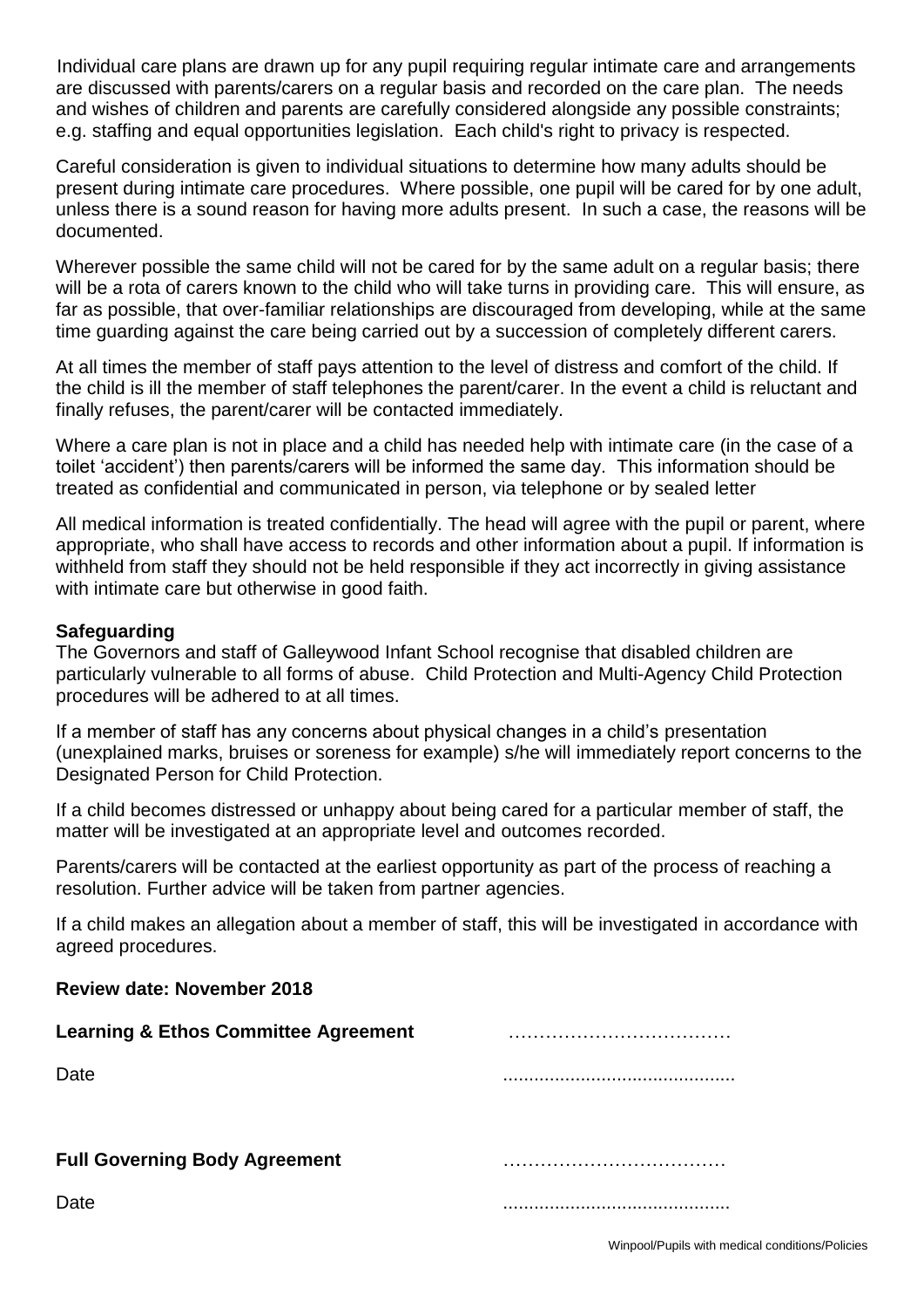Individual care plans are drawn up for any pupil requiring regular intimate care and arrangements are discussed with parents/carers on a regular basis and recorded on the care plan. The needs and wishes of children and parents are carefully considered alongside any possible constraints; e.g. staffing and equal opportunities legislation. Each child's right to privacy is respected.

Careful consideration is given to individual situations to determine how many adults should be present during intimate care procedures. Where possible, one pupil will be cared for by one adult, unless there is a sound reason for having more adults present. In such a case, the reasons will be documented.

Wherever possible the same child will not be cared for by the same adult on a regular basis; there will be a rota of carers known to the child who will take turns in providing care. This will ensure, as far as possible, that over-familiar relationships are discouraged from developing, while at the same time guarding against the care being carried out by a succession of completely different carers.

At all times the member of staff pays attention to the level of distress and comfort of the child. If the child is ill the member of staff telephones the parent/carer. In the event a child is reluctant and finally refuses, the parent/carer will be contacted immediately.

Where a care plan is not in place and a child has needed help with intimate care (in the case of a toilet 'accident') then parents/carers will be informed the same day. This information should be treated as confidential and communicated in person, via telephone or by sealed letter

All medical information is treated confidentially. The head will agree with the pupil or parent, where appropriate, who shall have access to records and other information about a pupil. If information is withheld from staff they should not be held responsible if they act incorrectly in giving assistance with intimate care but otherwise in good faith.

**Safeguarding**

The Governors and staff of Galleywood Infant School recognise that disabled children are particularly vulnerable to all forms of abuse. Child Protection and Multi-Agency Child Protection procedures will be adhered to at all times.

If a member of staff has any concerns about physical changes in a child's presentation (unexplained marks, bruises or soreness for example) s/he will immediately report concerns to the Designated Person for Child Protection.

If a child becomes distressed or unhappy about being cared for a particular member of staff, the matter will be investigated at an appropriate level and outcomes recorded.

Parents/carers will be contacted at the earliest opportunity as part of the process of reaching a resolution. Further advice will be taken from partner agencies.

If a child makes an allegation about a member of staff, this will be investigated in accordance with agreed procedures.

**Review date: November 2018**

**Learning & Ethos Committee Agreement** ………………………………

Date ............................................

**Full Governing Body Agreement** ………………………………

Date ...........................................

Winpool/Pupils with medical conditions/Policies